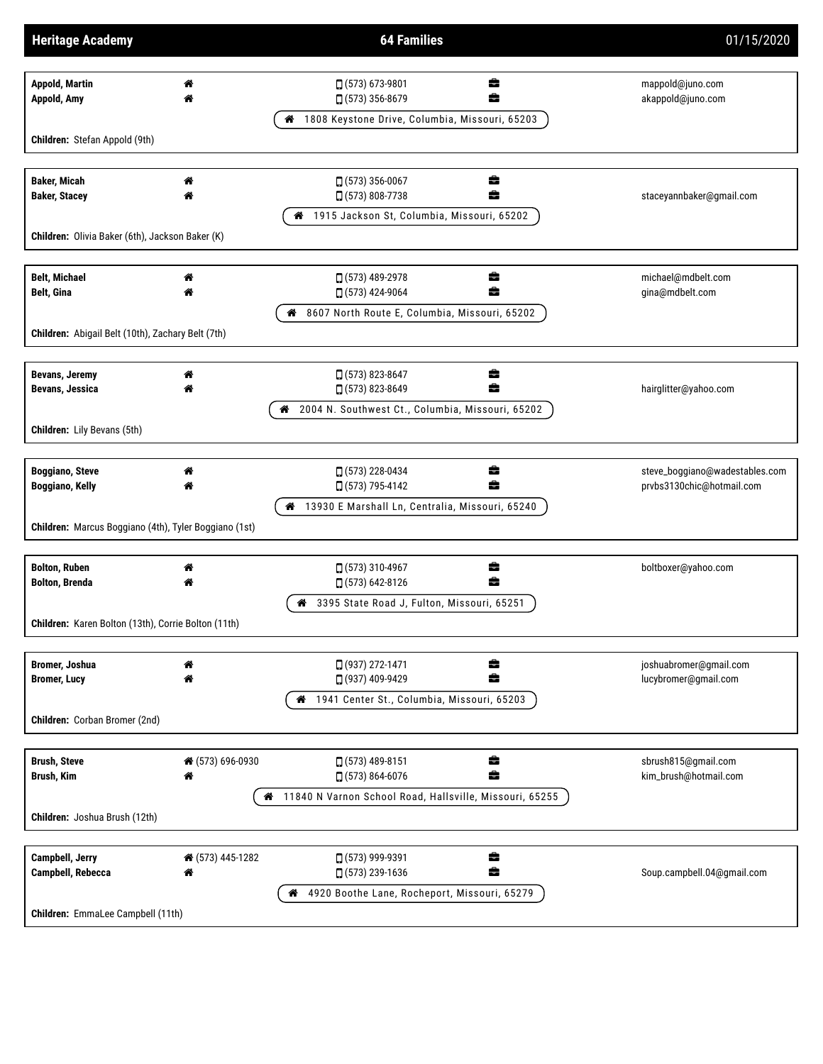# Heritage Academy

**64 Families** — 01/15/2020

---

**Appold, Martin** — 🏠 — 📱 (573) 673-9801 — 💼 — mappold@juno.com
**Appold, Amy** — 🏠 — 📱 (573) 356-8679 — 💼 — akappold@juno.com

🏠 1808 Keystone Drive, Columbia, Missouri, 65203

**Children:** Stefan Appold (9th)

---

**Baker, Micah** — 🏠 — 📱 (573) 356-0067 — 💼
**Baker, Stacey** — 🏠 — 📱 (573) 808-7738 — 💼 — staceyannbaker@gmail.com

🏠 1915 Jackson St, Columbia, Missouri, 65202

**Children:** Olivia Baker (6th), Jackson Baker (K)

---

**Belt, Michael** — 🏠 — 📱 (573) 489-2978 — 💼 — michael@mdbelt.com
**Belt, Gina** — 🏠 — 📱 (573) 424-9064 — 💼 — gina@mdbelt.com

🏠 8607 North Route E, Columbia, Missouri, 65202

**Children:** Abigail Belt (10th), Zachary Belt (7th)

---

**Bevans, Jeremy** — 🏠 — 📱 (573) 823-8647 — 💼
**Bevans, Jessica** — 🏠 — 📱 (573) 823-8649 — 💼 — hairglitter@yahoo.com

🏠 2004 N. Southwest Ct., Columbia, Missouri, 65202

**Children:** Lily Bevans (5th)

---

**Boggiano, Steve** — 🏠 — 📱 (573) 228-0434 — 💼 — steve_boggiano@wadestables.com
**Boggiano, Kelly** — 🏠 — 📱 (573) 795-4142 — 💼 — prvbs3130chic@hotmail.com

🏠 13930 E Marshall Ln, Centralia, Missouri, 65240

**Children:** Marcus Boggiano (4th), Tyler Boggiano (1st)

---

**Bolton, Ruben** — 🏠 — 📱 (573) 310-4967 — 💼 — boltboxer@yahoo.com
**Bolton, Brenda** — 🏠 — 📱 (573) 642-8126 — 💼

🏠 3395 State Road J, Fulton, Missouri, 65251

**Children:** Karen Bolton (13th), Corrie Bolton (11th)

---

**Bromer, Joshua** — 🏠 — 📱 (937) 272-1471 — 💼 — joshuabromer@gmail.com
**Bromer, Lucy** — 🏠 — 📱 (937) 409-9429 — 💼 — lucybromer@gmail.com

🏠 1941 Center St., Columbia, Missouri, 65203

**Children:** Corban Bromer (2nd)

---

**Brush, Steve** — 🏠 (573) 696-0930 — 📱 (573) 489-8151 — 💼 — sbrush815@gmail.com
**Brush, Kim** — 🏠 — 📱 (573) 864-6076 — 💼 — kim_brush@hotmail.com

🏠 11840 N Varnon School Road, Hallsville, Missouri, 65255

**Children:** Joshua Brush (12th)

---

**Campbell, Jerry** — 🏠 (573) 445-1282 — 📱 (573) 999-9391 — 💼
**Campbell, Rebecca** — 🏠 — 📱 (573) 239-1636 — 💼 — Soup.campbell.04@gmail.com

🏠 4920 Boothe Lane, Rocheport, Missouri, 65279

**Children:** EmmaLee Campbell (11th)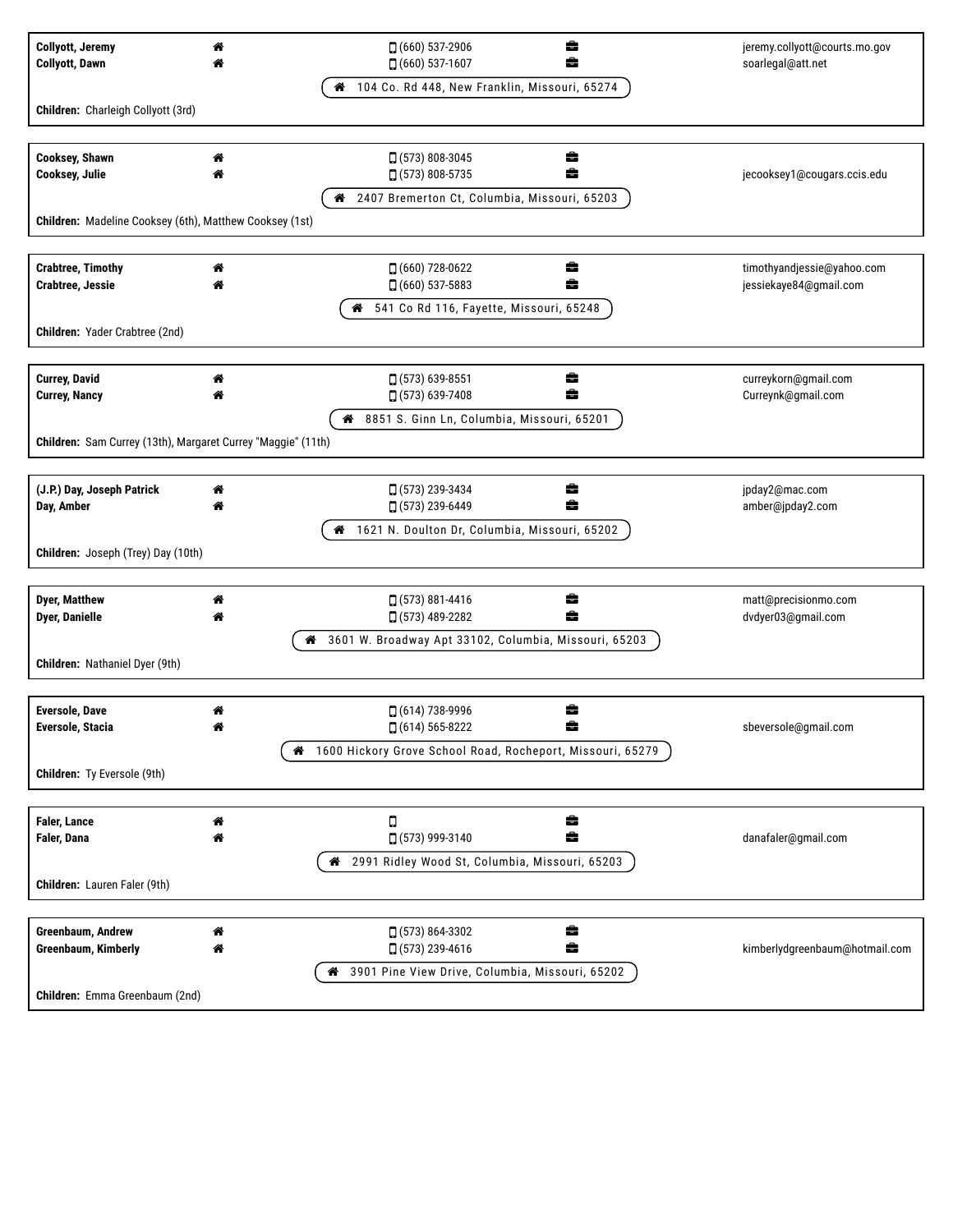**Collyott, Jeremy** | (660) 537-2906 | jeremy.collyott@courts.mo.gov
**Collyott, Dawn** | (660) 537-1607 | soarlegal@att.net

104 Co. Rd 448, New Franklin, Missouri, 65274

**Children:** Charleigh Collyott (3rd)

---

**Cooksey, Shawn** | (573) 808-3045
**Cooksey, Julie** | (573) 808-5735 | jecooksey1@cougars.ccis.edu

2407 Bremerton Ct, Columbia, Missouri, 65203

**Children:** Madeline Cooksey (6th), Matthew Cooksey (1st)

---

**Crabtree, Timothy** | (660) 728-0622 | timothyandjessie@yahoo.com
**Crabtree, Jessie** | (660) 537-5883 | jessiekaye84@gmail.com

541 Co Rd 116, Fayette, Missouri, 65248

**Children:** Yader Crabtree (2nd)

---

**Currey, David** | (573) 639-8551 | curreykorn@gmail.com
**Currey, Nancy** | (573) 639-7408 | Curreynk@gmail.com

8851 S. Ginn Ln, Columbia, Missouri, 65201

**Children:** Sam Currey (13th), Margaret Currey "Maggie" (11th)

---

**(J.P.) Day, Joseph Patrick** | (573) 239-3434 | jpday2@mac.com
**Day, Amber** | (573) 239-6449 | amber@jpday2.com

1621 N. Doulton Dr, Columbia, Missouri, 65202

**Children:** Joseph (Trey) Day (10th)

---

**Dyer, Matthew** | (573) 881-4416 | matt@precisionmo.com
**Dyer, Danielle** | (573) 489-2282 | dvdyer03@gmail.com

3601 W. Broadway Apt 33102, Columbia, Missouri, 65203

**Children:** Nathaniel Dyer (9th)

---

**Eversole, Dave** | (614) 738-9996
**Eversole, Stacia** | (614) 565-8222 | sbeversole@gmail.com

1600 Hickory Grove School Road, Rocheport, Missouri, 65279

**Children:** Ty Eversole (9th)

---

**Faler, Lance**
**Faler, Dana** | (573) 999-3140 | danafaler@gmail.com

2991 Ridley Wood St, Columbia, Missouri, 65203

**Children:** Lauren Faler (9th)

---

**Greenbaum, Andrew** | (573) 864-3302
**Greenbaum, Kimberly** | (573) 239-4616 | kimberlydgreenbaum@hotmail.com

3901 Pine View Drive, Columbia, Missouri, 65202

**Children:** Emma Greenbaum (2nd)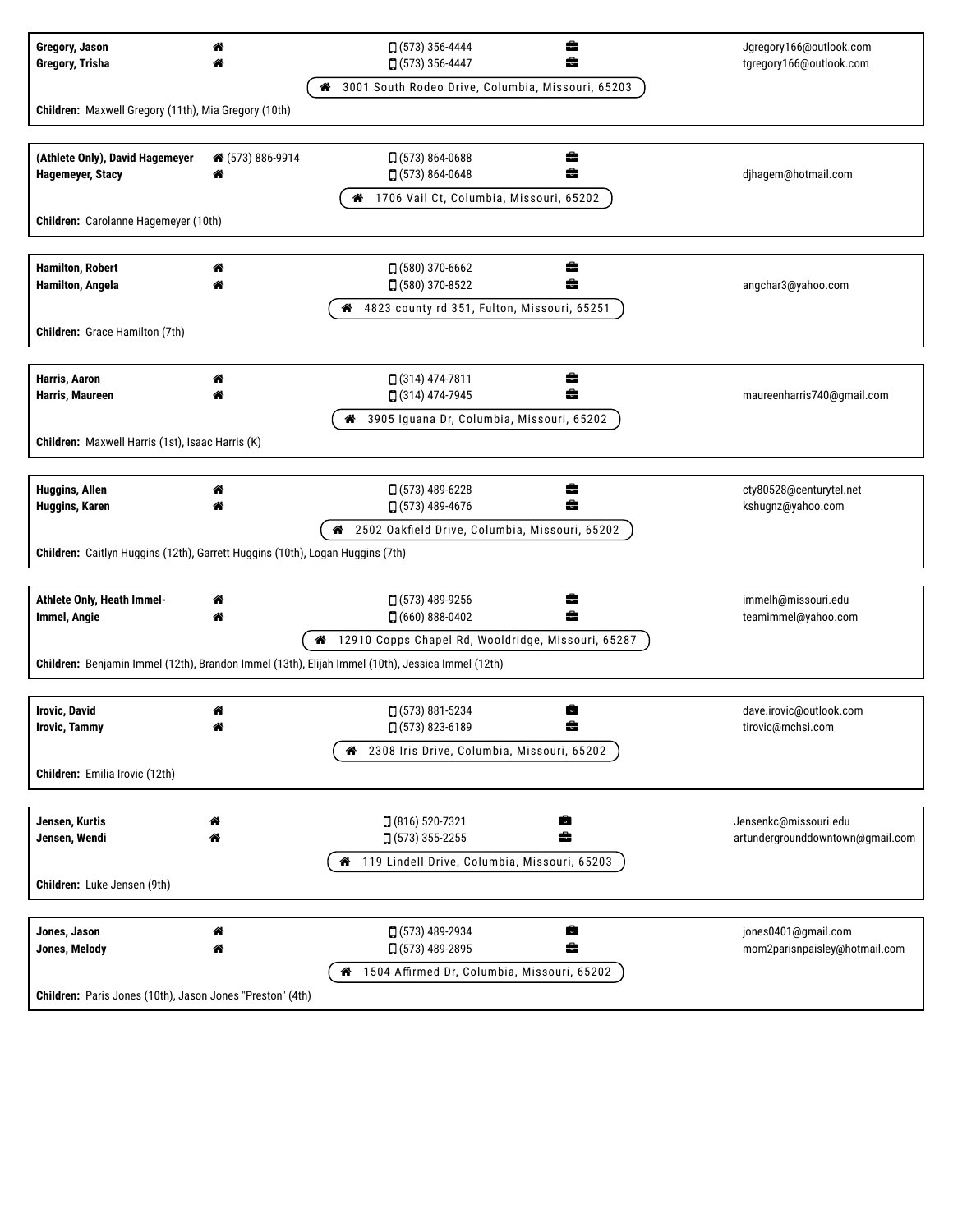**Gregory, Jason** | (573) 356-4444 | Jgregory166@outlook.com
**Gregory, Trisha** | (573) 356-4447 | tgregory166@outlook.com

3001 South Rodeo Drive, Columbia, Missouri, 65203

**Children:** Maxwell Gregory (11th), Mia Gregory (10th)

---

**(Athlete Only), David Hagemeyer** | (573) 886-9914 | (573) 864-0688
**Hagemeyer, Stacy** | (573) 864-0648 | djhagem@hotmail.com

1706 Vail Ct, Columbia, Missouri, 65202

**Children:** Carolanne Hagemeyer (10th)

---

**Hamilton, Robert** | (580) 370-6662
**Hamilton, Angela** | (580) 370-8522 | angchar3@yahoo.com

4823 county rd 351, Fulton, Missouri, 65251

**Children:** Grace Hamilton (7th)

---

**Harris, Aaron** | (314) 474-7811
**Harris, Maureen** | (314) 474-7945 | maureenharris740@gmail.com

3905 Iguana Dr, Columbia, Missouri, 65202

**Children:** Maxwell Harris (1st), Isaac Harris (K)

---

**Huggins, Allen** | (573) 489-6228 | cty80528@centurytel.net
**Huggins, Karen** | (573) 489-4676 | kshugnz@yahoo.com

2502 Oakfield Drive, Columbia, Missouri, 65202

**Children:** Caitlyn Huggins (12th), Garrett Huggins (10th), Logan Huggins (7th)

---

**Athlete Only, Heath Immel-** | (573) 489-9256 | immelh@missouri.edu
**Immel, Angie** | (660) 888-0402 | teamimmel@yahoo.com

12910 Copps Chapel Rd, Wooldridge, Missouri, 65287

**Children:** Benjamin Immel (12th), Brandon Immel (13th), Elijah Immel (10th), Jessica Immel (12th)

---

**Irovic, David** | (573) 881-5234 | dave.irovic@outlook.com
**Irovic, Tammy** | (573) 823-6189 | tirovic@mchsi.com

2308 Iris Drive, Columbia, Missouri, 65202

**Children:** Emilia Irovic (12th)

---

**Jensen, Kurtis** | (816) 520-7321 | Jensenkc@missouri.edu
**Jensen, Wendi** | (573) 355-2255 | artundergrounddowntown@gmail.com

119 Lindell Drive, Columbia, Missouri, 65203

**Children:** Luke Jensen (9th)

---

**Jones, Jason** | (573) 489-2934 | jones0401@gmail.com
**Jones, Melody** | (573) 489-2895 | mom2parisnpaisley@hotmail.com

1504 Affirmed Dr, Columbia, Missouri, 65202

**Children:** Paris Jones (10th), Jason Jones "Preston" (4th)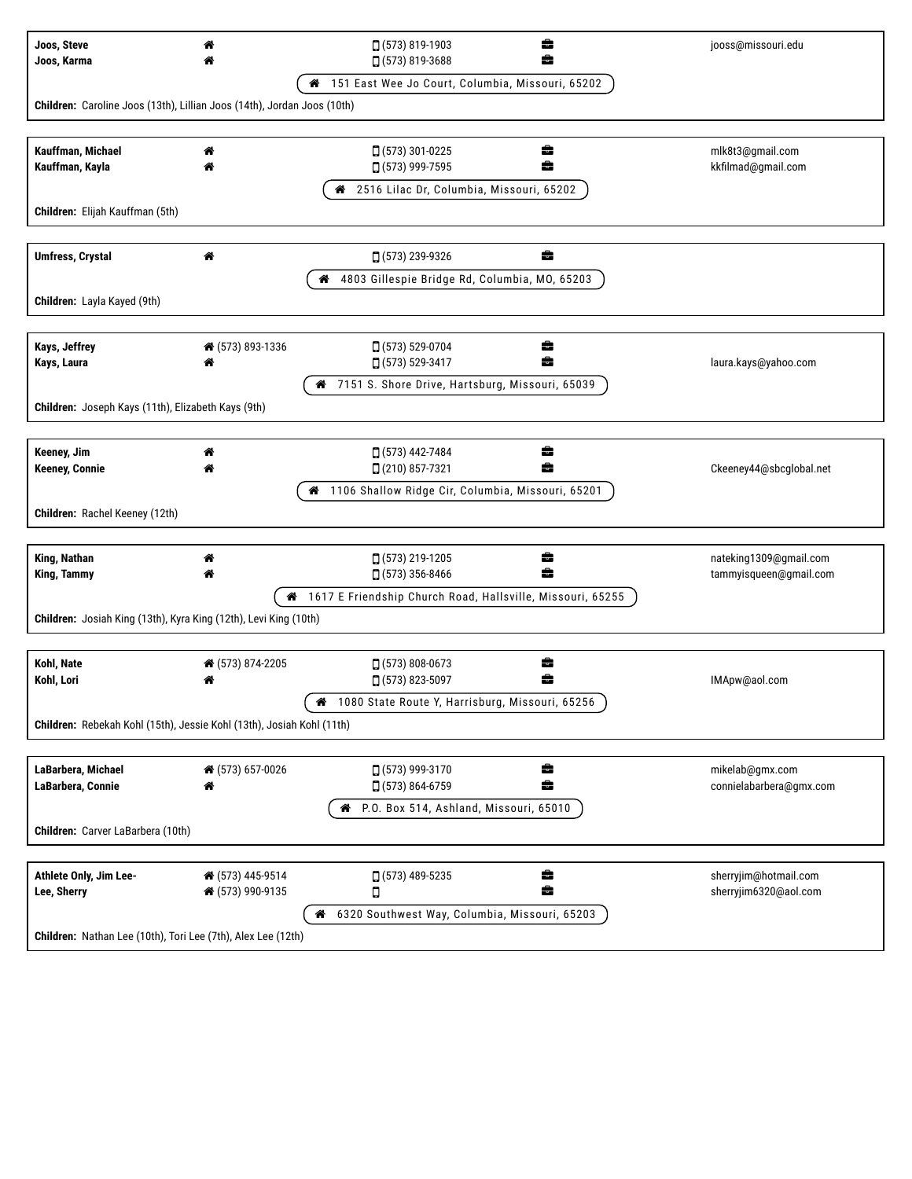| Name | Home | Mobile | Work | Email |
| --- | --- | --- | --- | --- |
| **Joos, Steve** | | (573) 819-1903 | | jooss@missouri.edu |
| **Joos, Karma** | | (573) 819-3688 | | |

151 East Wee Jo Court, Columbia, Missouri, 65202

**Children:** Caroline Joos (13th), Lillian Joos (14th), Jordan Joos (10th)

| Name | Home | Mobile | Work | Email |
| --- | --- | --- | --- | --- |
| **Kauffman, Michael** | | (573) 301-0225 | | mlk8t3@gmail.com |
| **Kauffman, Kayla** | | (573) 999-7595 | | kkfilmad@gmail.com |

2516 Lilac Dr, Columbia, Missouri, 65202

**Children:** Elijah Kauffman (5th)

| Name | Home | Mobile | Work | Email |
| --- | --- | --- | --- | --- |
| **Umfress, Crystal** | | (573) 239-9326 | | |

4803 Gillespie Bridge Rd, Columbia, MO, 65203

**Children:** Layla Kayed (9th)

| Name | Home | Mobile | Work | Email |
| --- | --- | --- | --- | --- |
| **Kays, Jeffrey** | (573) 893-1336 | (573) 529-0704 | | |
| **Kays, Laura** | | (573) 529-3417 | | laura.kays@yahoo.com |

7151 S. Shore Drive, Hartsburg, Missouri, 65039

**Children:** Joseph Kays (11th), Elizabeth Kays (9th)

| Name | Home | Mobile | Work | Email |
| --- | --- | --- | --- | --- |
| **Keeney, Jim** | | (573) 442-7484 | | |
| **Keeney, Connie** | | (210) 857-7321 | | Ckeeney44@sbcglobal.net |

1106 Shallow Ridge Cir, Columbia, Missouri, 65201

**Children:** Rachel Keeney (12th)

| Name | Home | Mobile | Work | Email |
| --- | --- | --- | --- | --- |
| **King, Nathan** | | (573) 219-1205 | | nateking1309@gmail.com |
| **King, Tammy** | | (573) 356-8466 | | tammyisqueen@gmail.com |

1617 E Friendship Church Road, Hallsville, Missouri, 65255

**Children:** Josiah King (13th), Kyra King (12th), Levi King (10th)

| Name | Home | Mobile | Work | Email |
| --- | --- | --- | --- | --- |
| **Kohl, Nate** | (573) 874-2205 | (573) 808-0673 | | |
| **Kohl, Lori** | | (573) 823-5097 | | IMApw@aol.com |

1080 State Route Y, Harrisburg, Missouri, 65256

**Children:** Rebekah Kohl (15th), Jessie Kohl (13th), Josiah Kohl (11th)

| Name | Home | Mobile | Work | Email |
| --- | --- | --- | --- | --- |
| **LaBarbera, Michael** | (573) 657-0026 | (573) 999-3170 | | mikelab@gmx.com |
| **LaBarbera, Connie** | | (573) 864-6759 | | connielabarbera@gmx.com |

P.O. Box 514, Ashland, Missouri, 65010

**Children:** Carver LaBarbera (10th)

| Name | Home | Mobile | Work | Email |
| --- | --- | --- | --- | --- |
| **Athlete Only, Jim Lee-** | (573) 445-9514 | (573) 489-5235 | | sherryjim@hotmail.com |
| **Lee, Sherry** | (573) 990-9135 | | | sherryjim6320@aol.com |

6320 Southwest Way, Columbia, Missouri, 65203

**Children:** Nathan Lee (10th), Tori Lee (7th), Alex Lee (12th)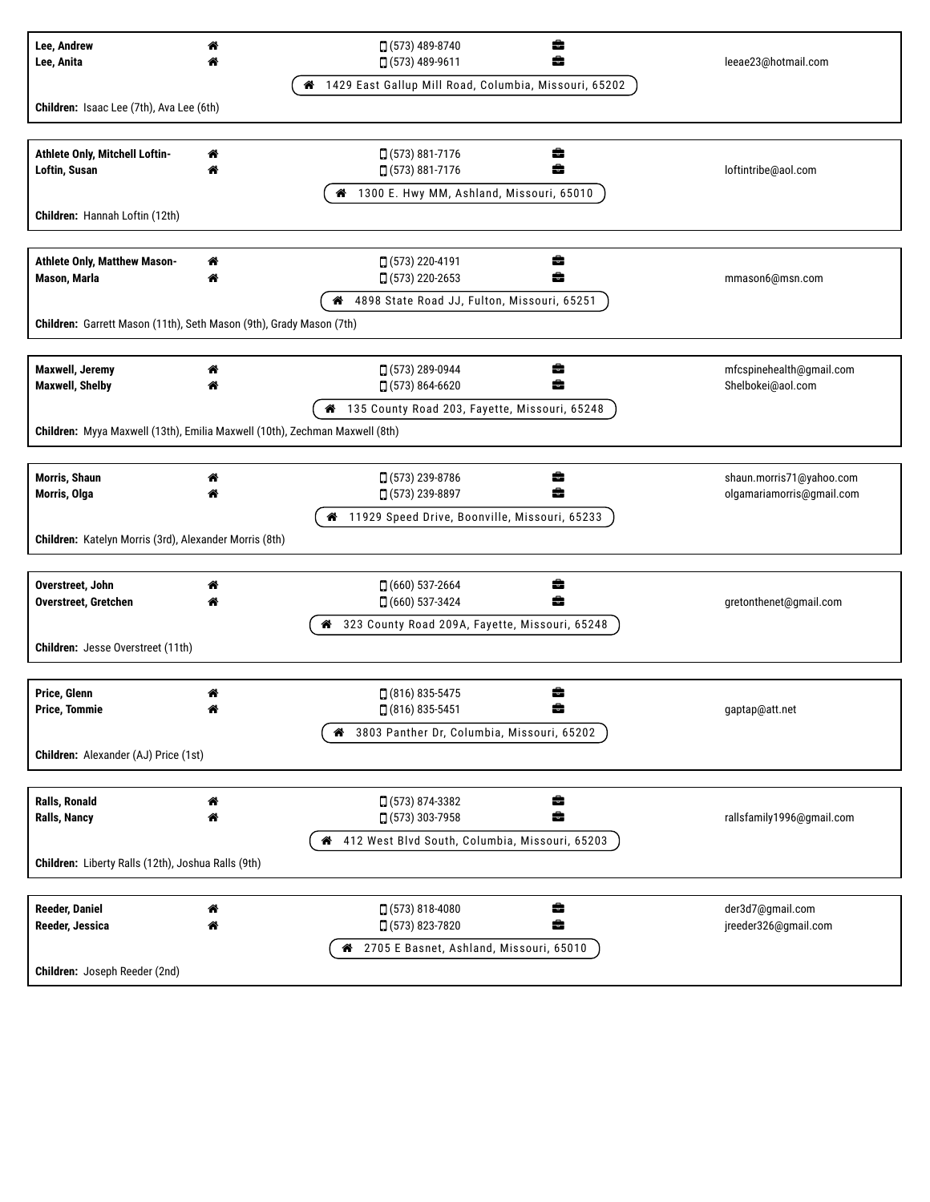**Lee, Andrew** — (573) 489-8740
**Lee, Anita** — (573) 489-9611 — leeae23@hotmail.com

1429 East Gallup Mill Road, Columbia, Missouri, 65202

**Children:** Isaac Lee (7th), Ava Lee (6th)

---

**Athlete Only, Mitchell Loftin-** — (573) 881-7176
**Loftin, Susan** — (573) 881-7176 — loftintribe@aol.com

1300 E. Hwy MM, Ashland, Missouri, 65010

**Children:** Hannah Loftin (12th)

---

**Athlete Only, Matthew Mason-** — (573) 220-4191
**Mason, Marla** — (573) 220-2653 — mmason6@msn.com

4898 State Road JJ, Fulton, Missouri, 65251

**Children:** Garrett Mason (11th), Seth Mason (9th), Grady Mason (7th)

---

**Maxwell, Jeremy** — (573) 289-0944 — mfcspinehealth@gmail.com
**Maxwell, Shelby** — (573) 864-6620 — Shelbokei@aol.com

135 County Road 203, Fayette, Missouri, 65248

**Children:** Myya Maxwell (13th), Emilia Maxwell (10th), Zechman Maxwell (8th)

---

**Morris, Shaun** — (573) 239-8786 — shaun.morris71@yahoo.com
**Morris, Olga** — (573) 239-8897 — olgamariamorris@gmail.com

11929 Speed Drive, Boonville, Missouri, 65233

**Children:** Katelyn Morris (3rd), Alexander Morris (8th)

---

**Overstreet, John** — (660) 537-2664
**Overstreet, Gretchen** — (660) 537-3424 — gretonthenet@gmail.com

323 County Road 209A, Fayette, Missouri, 65248

**Children:** Jesse Overstreet (11th)

---

**Price, Glenn** — (816) 835-5475
**Price, Tommie** — (816) 835-5451 — gaptap@att.net

3803 Panther Dr, Columbia, Missouri, 65202

**Children:** Alexander (AJ) Price (1st)

---

**Ralls, Ronald** — (573) 874-3382
**Ralls, Nancy** — (573) 303-7958 — rallsfamily1996@gmail.com

412 West Blvd South, Columbia, Missouri, 65203

**Children:** Liberty Ralls (12th), Joshua Ralls (9th)

---

**Reeder, Daniel** — (573) 818-4080 — der3d7@gmail.com
**Reeder, Jessica** — (573) 823-7820 — jreeder326@gmail.com

2705 E Basnet, Ashland, Missouri, 65010

**Children:** Joseph Reeder (2nd)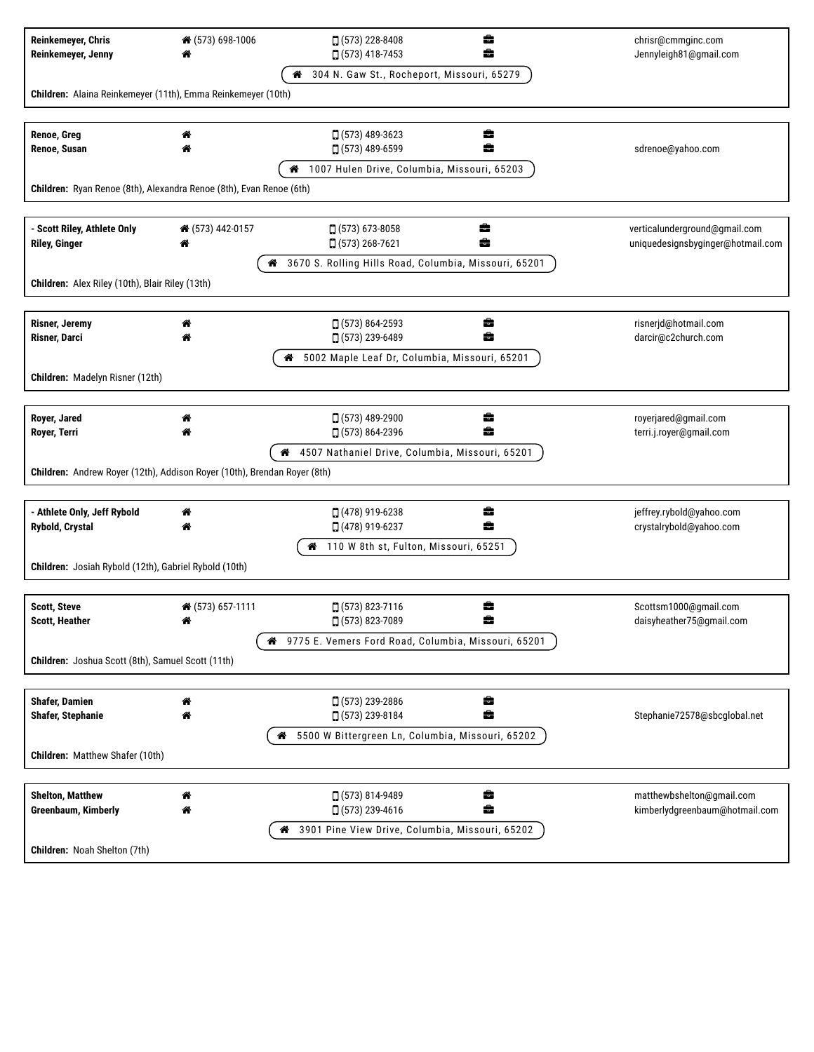**Reinkemeyer, Chris** — Home: (573) 698-1006 — Mobile: (573) 228-8408 — chrisr@cmmginc.com
**Reinkemeyer, Jenny** — Mobile: (573) 418-7453 — Jennyleigh81@gmail.com

304 N. Gaw St., Rocheport, Missouri, 65279

**Children:** Alaina Reinkemeyer (11th), Emma Reinkemeyer (10th)

---

**Renoe, Greg** — Mobile: (573) 489-3623
**Renoe, Susan** — Mobile: (573) 489-6599 — sdrenoe@yahoo.com

1007 Hulen Drive, Columbia, Missouri, 65203

**Children:** Ryan Renoe (8th), Alexandra Renoe (8th), Evan Renoe (6th)

---

**- Scott Riley, Athlete Only** — Home: (573) 442-0157 — Mobile: (573) 673-8058 — verticalunderground@gmail.com
**Riley, Ginger** — Mobile: (573) 268-7621 — uniquedesignsbyginger@hotmail.com

3670 S. Rolling Hills Road, Columbia, Missouri, 65201

**Children:** Alex Riley (10th), Blair Riley (13th)

---

**Risner, Jeremy** — Mobile: (573) 864-2593 — risnerjd@hotmail.com
**Risner, Darci** — Mobile: (573) 239-6489 — darcir@c2church.com

5002 Maple Leaf Dr, Columbia, Missouri, 65201

**Children:** Madelyn Risner (12th)

---

**Royer, Jared** — Mobile: (573) 489-2900 — royerjared@gmail.com
**Royer, Terri** — Mobile: (573) 864-2396 — terri.j.royer@gmail.com

4507 Nathaniel Drive, Columbia, Missouri, 65201

**Children:** Andrew Royer (12th), Addison Royer (10th), Brendan Royer (8th)

---

**- Athlete Only, Jeff Rybold** — Mobile: (478) 919-6238 — jeffrey.rybold@yahoo.com
**Rybold, Crystal** — Mobile: (478) 919-6237 — crystalrybold@yahoo.com

110 W 8th st, Fulton, Missouri, 65251

**Children:** Josiah Rybold (12th), Gabriel Rybold (10th)

---

**Scott, Steve** — Home: (573) 657-1111 — Mobile: (573) 823-7116 — Scottsm1000@gmail.com
**Scott, Heather** — Mobile: (573) 823-7089 — daisyheather75@gmail.com

9775 E. Vemers Ford Road, Columbia, Missouri, 65201

**Children:** Joshua Scott (8th), Samuel Scott (11th)

---

**Shafer, Damien** — Mobile: (573) 239-2886
**Shafer, Stephanie** — Mobile: (573) 239-8184 — Stephanie72578@sbcglobal.net

5500 W Bittergreen Ln, Columbia, Missouri, 65202

**Children:** Matthew Shafer (10th)

---

**Shelton, Matthew** — Mobile: (573) 814-9489 — matthewbshelton@gmail.com
**Greenbaum, Kimberly** — Mobile: (573) 239-4616 — kimberlydgreenbaum@hotmail.com

3901 Pine View Drive, Columbia, Missouri, 65202

**Children:** Noah Shelton (7th)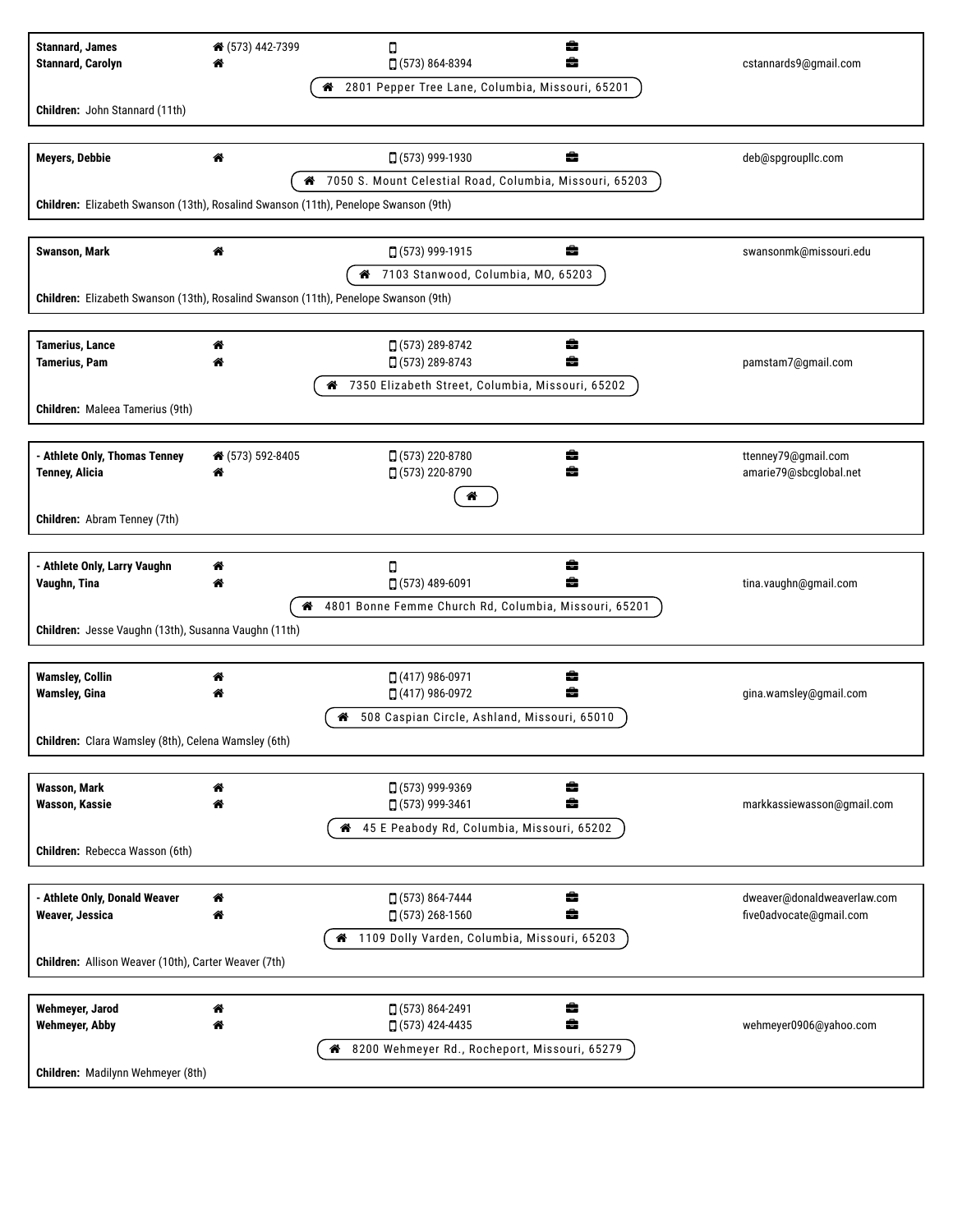**Stannard, James** | 🏠 (573) 442-7399 | 📱 | 💼
**Stannard, Carolyn** | 🏠 | 📱 (573) 864-8394 | 💼 | cstannards9@gmail.com

🏠 2801 Pepper Tree Lane, Columbia, Missouri, 65201

**Children:** John Stannard (11th)

---

**Meyers, Debbie** | 🏠 | 📱 (573) 999-1930 | 💼 | deb@spgroupllc.com

🏠 7050 S. Mount Celestial Road, Columbia, Missouri, 65203

**Children:** Elizabeth Swanson (13th), Rosalind Swanson (11th), Penelope Swanson (9th)

---

**Swanson, Mark** | 🏠 | 📱 (573) 999-1915 | 💼 | swansonmk@missouri.edu

🏠 7103 Stanwood, Columbia, MO, 65203

**Children:** Elizabeth Swanson (13th), Rosalind Swanson (11th), Penelope Swanson (9th)

---

**Tamerius, Lance** | 🏠 | 📱 (573) 289-8742 | 💼
**Tamerius, Pam** | 🏠 | 📱 (573) 289-8743 | 💼 | pamstam7@gmail.com

🏠 7350 Elizabeth Street, Columbia, Missouri, 65202

**Children:** Maleea Tamerius (9th)

---

**- Athlete Only, Thomas Tenney** | 🏠 (573) 592-8405 | 📱 (573) 220-8780 | 💼 | ttenney79@gmail.com
**Tenney, Alicia** | 🏠 | 📱 (573) 220-8790 | 💼 | amarie79@sbcglobal.net

🏠

**Children:** Abram Tenney (7th)

---

**- Athlete Only, Larry Vaughn** | 🏠 | 📱 | 💼
**Vaughn, Tina** | 🏠 | 📱 (573) 489-6091 | 💼 | tina.vaughn@gmail.com

🏠 4801 Bonne Femme Church Rd, Columbia, Missouri, 65201

**Children:** Jesse Vaughn (13th), Susanna Vaughn (11th)

---

**Wamsley, Collin** | 🏠 | 📱 (417) 986-0971 | 💼
**Wamsley, Gina** | 🏠 | 📱 (417) 986-0972 | 💼 | gina.wamsley@gmail.com

🏠 508 Caspian Circle, Ashland, Missouri, 65010

**Children:** Clara Wamsley (8th), Celena Wamsley (6th)

---

**Wasson, Mark** | 🏠 | 📱 (573) 999-9369 | 💼
**Wasson, Kassie** | 🏠 | 📱 (573) 999-3461 | 💼 | markkassiewasson@gmail.com

🏠 45 E Peabody Rd, Columbia, Missouri, 65202

**Children:** Rebecca Wasson (6th)

---

**- Athlete Only, Donald Weaver** | 🏠 | 📱 (573) 864-7444 | 💼 | dweaver@donaldweaverlaw.com
**Weaver, Jessica** | 🏠 | 📱 (573) 268-1560 | 💼 | five0advocate@gmail.com

🏠 1109 Dolly Varden, Columbia, Missouri, 65203

**Children:** Allison Weaver (10th), Carter Weaver (7th)

---

**Wehmeyer, Jarod** | 🏠 | 📱 (573) 864-2491 | 💼
**Wehmeyer, Abby** | 🏠 | 📱 (573) 424-4435 | 💼 | wehmeyer0906@yahoo.com

🏠 8200 Wehmeyer Rd., Rocheport, Missouri, 65279

**Children:** Madilynn Wehmeyer (8th)